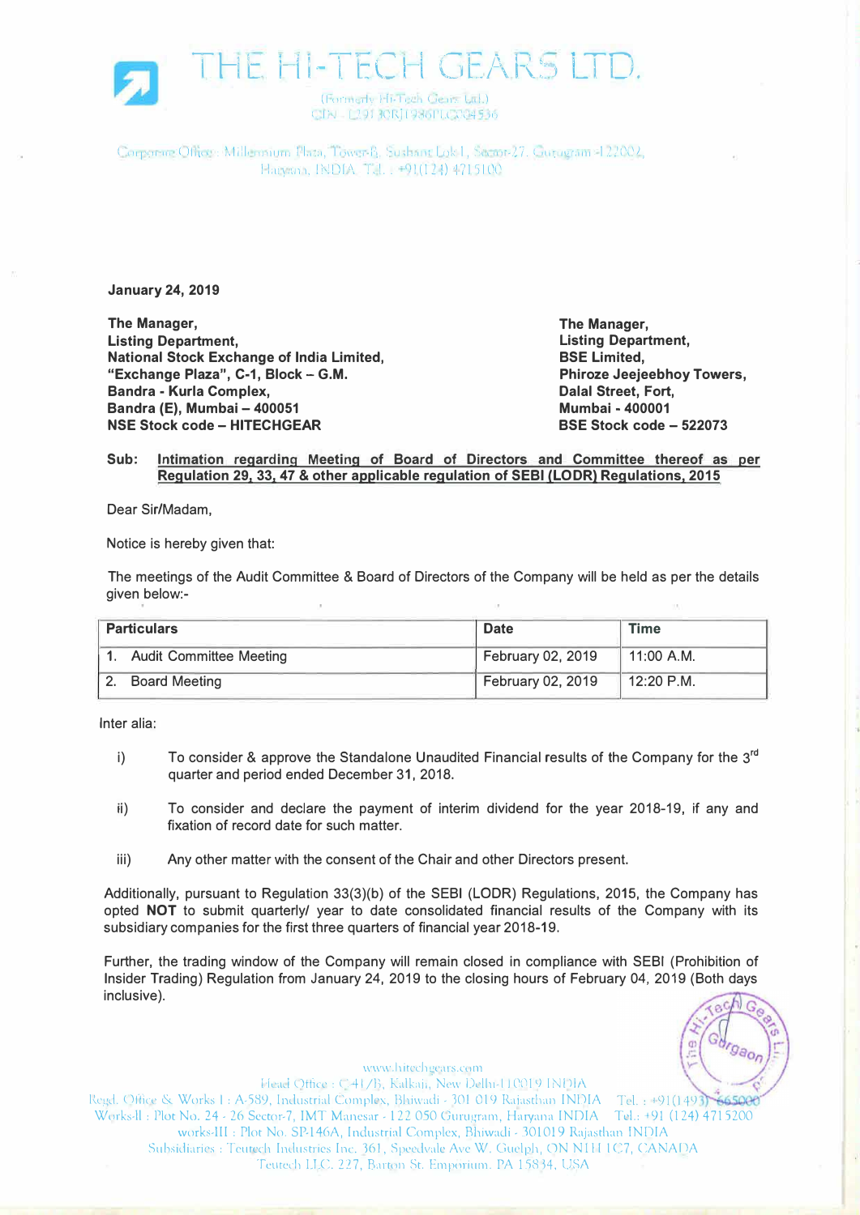# THE HI-TECH GEARS LTD.

(Formerly Hi-Tech Gears Ltd.)
CIN - L29130RJ1986PLC004536

Corporate Office : Millennium Plaza, Tower-B, Sushant Lok I, Sector-27, Gurugram -122002, Haryana, INDIA. Tel. : +91(124) 4715100

**January 24, 2019**

**The Manager,**
**Listing Department,**
**National Stock Exchange of India Limited,**
**"Exchange Plaza", C-1, Block – G.M.**
**Bandra - Kurla Complex,**
**Bandra (E), Mumbai – 400051**
**NSE Stock code – HITECHGEAR**

**The Manager,**
**Listing Department,**
**BSE Limited,**
**Phiroze Jeejeebhoy Towers,**
**Dalal Street, Fort,**
**Mumbai - 400001**
**BSE Stock code – 522073**

**Sub: Intimation regarding Meeting of Board of Directors and Committee thereof as per Regulation 29, 33, 47 & other applicable regulation of SEBI (LODR) Regulations, 2015**

Dear Sir/Madam,

Notice is hereby given that:

The meetings of the Audit Committee & Board of Directors of the Company will be held as per the details given below:-

| Particulars | Date | Time |
|---|---|---|
| 1. Audit Committee Meeting | February 02, 2019 | 11:00 A.M. |
| 2. Board Meeting | February 02, 2019 | 12:20 P.M. |

Inter alia:

i) To consider & approve the Standalone Unaudited Financial results of the Company for the 3rd quarter and period ended December 31, 2018.

ii) To consider and declare the payment of interim dividend for the year 2018-19, if any and fixation of record date for such matter.

iii) Any other matter with the consent of the Chair and other Directors present.

Additionally, pursuant to Regulation 33(3)(b) of the SEBI (LODR) Regulations, 2015, the Company has opted **NOT** to submit quarterly/ year to date consolidated financial results of the Company with its subsidiary companies for the first three quarters of financial year 2018-19.

Further, the trading window of the Company will remain closed in compliance with SEBI (Prohibition of Insider Trading) Regulation from January 24, 2019 to the closing hours of February 04, 2019 (Both days inclusive).

www.hitechgears.com
Head Office : C-41/B, Kalkaji, New Delhi-110019 INDIA
Regd. Office & Works I : A-589, Industrial Complex, Bhiwadi - 301 019 Rajasthan INDIA Tel. : +91(1493) 665000
Works-II : Plot No. 24 - 26 Sector-7, IMT Manesar - 122 050 Gurugram, Haryana INDIA Tel.: +91 (124) 4715200
Works-III : Plot No. SP-146A, Industrial Complex, Bhiwadi - 301019 Rajasthan INDIA
Subsidiaries : Teutech Industries Inc. 361, Speedvale Ave W. Guelph, ON N1H 1C7, CANADA
Teutech LLC. 227, Barton St. Emporium. PA 15834, USA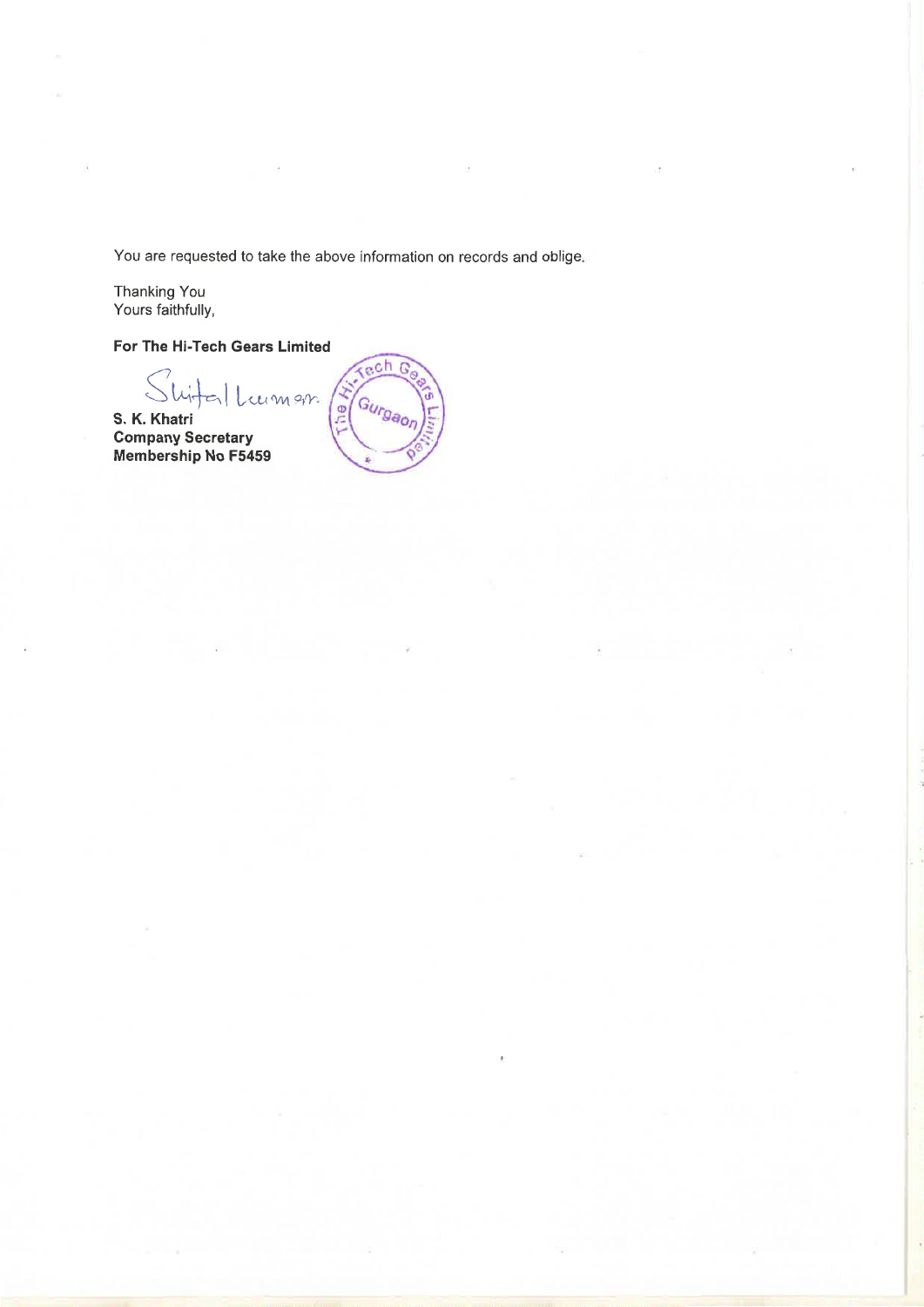You are requested to take the above information on records and oblige.

Thanking You
Yours faithfully,

**For The Hi-Tech Gears Limited**

**S. K. Khatri**
**Company Secretary**
**Membership No F5459**